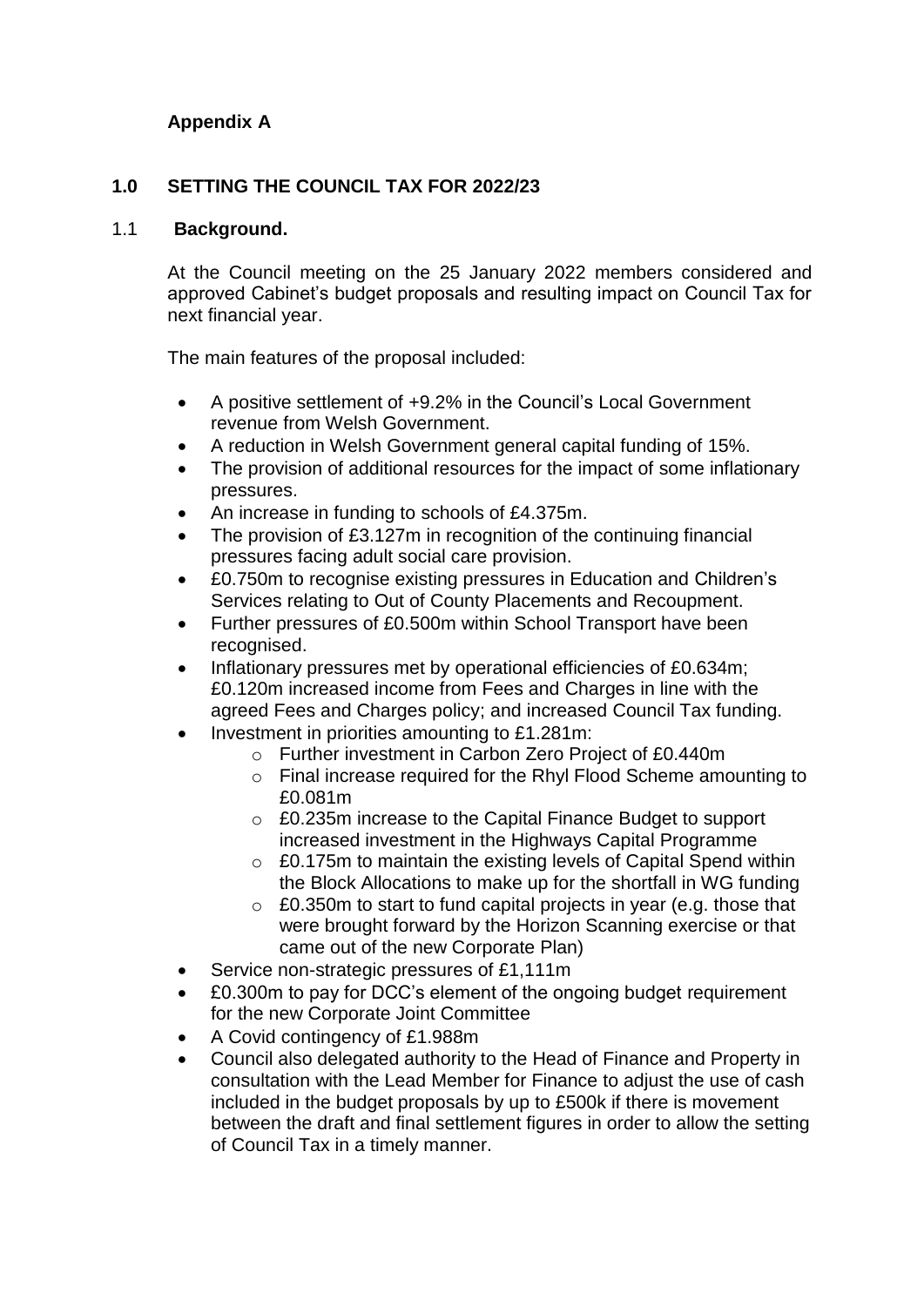**Appendix A**

## 1.0 SETTING THE COUNCIL TAX FOR 2022/23

### 1.1 Background.

At the Council meeting on the 25 January 2022 members considered and approved Cabinet's budget proposals and resulting impact on Council Tax for next financial year.

The main features of the proposal included:

- A positive settlement of +9.2% in the Council's Local Government revenue from Welsh Government.
- A reduction in Welsh Government general capital funding of 15%.
- The provision of additional resources for the impact of some inflationary pressures.
- An increase in funding to schools of £4.375m.
- The provision of £3.127m in recognition of the continuing financial pressures facing adult social care provision.
- £0.750m to recognise existing pressures in Education and Children's Services relating to Out of County Placements and Recoupment.
- Further pressures of £0.500m within School Transport have been recognised.
- Inflationary pressures met by operational efficiencies of £0.634m; £0.120m increased income from Fees and Charges in line with the agreed Fees and Charges policy; and increased Council Tax funding.
- Investment in priorities amounting to £1.281m:
  - Further investment in Carbon Zero Project of £0.440m
  - Final increase required for the Rhyl Flood Scheme amounting to £0.081m
  - £0.235m increase to the Capital Finance Budget to support increased investment in the Highways Capital Programme
  - £0.175m to maintain the existing levels of Capital Spend within the Block Allocations to make up for the shortfall in WG funding
  - £0.350m to start to fund capital projects in year (e.g. those that were brought forward by the Horizon Scanning exercise or that came out of the new Corporate Plan)
- Service non-strategic pressures of £1,111m
- £0.300m to pay for DCC's element of the ongoing budget requirement for the new Corporate Joint Committee
- A Covid contingency of £1.988m
- Council also delegated authority to the Head of Finance and Property in consultation with the Lead Member for Finance to adjust the use of cash included in the budget proposals by up to £500k if there is movement between the draft and final settlement figures in order to allow the setting of Council Tax in a timely manner.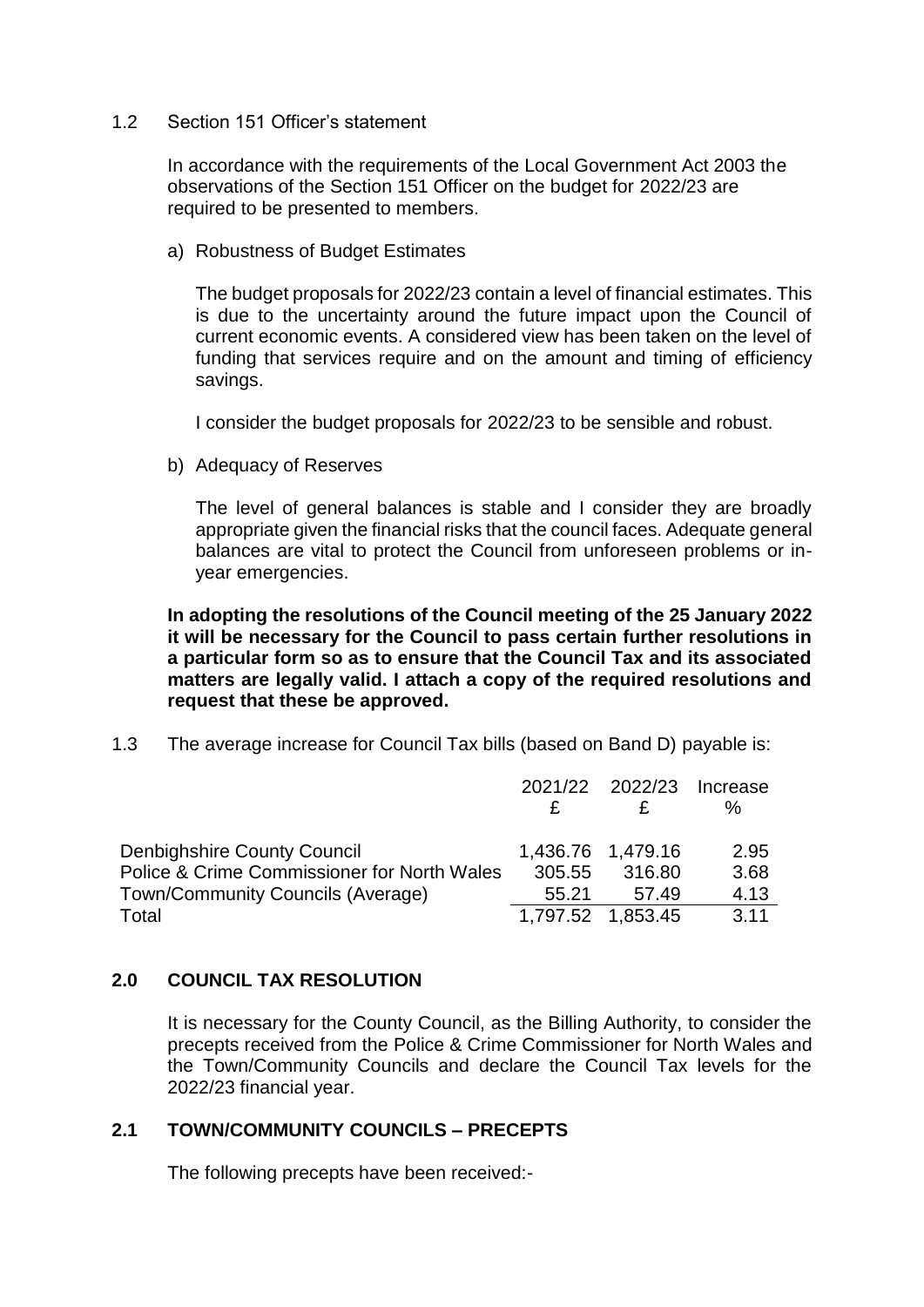1.2 Section 151 Officer's statement

In accordance with the requirements of the Local Government Act 2003 the observations of the Section 151 Officer on the budget for 2022/23 are required to be presented to members.

a) Robustness of Budget Estimates

The budget proposals for 2022/23 contain a level of financial estimates. This is due to the uncertainty around the future impact upon the Council of current economic events. A considered view has been taken on the level of funding that services require and on the amount and timing of efficiency savings.

I consider the budget proposals for 2022/23 to be sensible and robust.

b) Adequacy of Reserves

The level of general balances is stable and I consider they are broadly appropriate given the financial risks that the council faces. Adequate general balances are vital to protect the Council from unforeseen problems or in-year emergencies.

**In adopting the resolutions of the Council meeting of the 25 January 2022 it will be necessary for the Council to pass certain further resolutions in a particular form so as to ensure that the Council Tax and its associated matters are legally valid. I attach a copy of the required resolutions and request that these be approved.**

1.3 The average increase for Council Tax bills (based on Band D) payable is:

| | 2021/22 £ | 2022/23 £ | Increase % |
|---|---|---|---|
| Denbighshire County Council | 1,436.76 | 1,479.16 | 2.95 |
| Police & Crime Commissioner for North Wales | 305.55 | 316.80 | 3.68 |
| Town/Community Councils (Average) | 55.21 | 57.49 | 4.13 |
| Total | 1,797.52 | 1,853.45 | 3.11 |

## 2.0 COUNCIL TAX RESOLUTION

It is necessary for the County Council, as the Billing Authority, to consider the precepts received from the Police & Crime Commissioner for North Wales and the Town/Community Councils and declare the Council Tax levels for the 2022/23 financial year.

### 2.1 TOWN/COMMUNITY COUNCILS – PRECEPTS

The following precepts have been received:-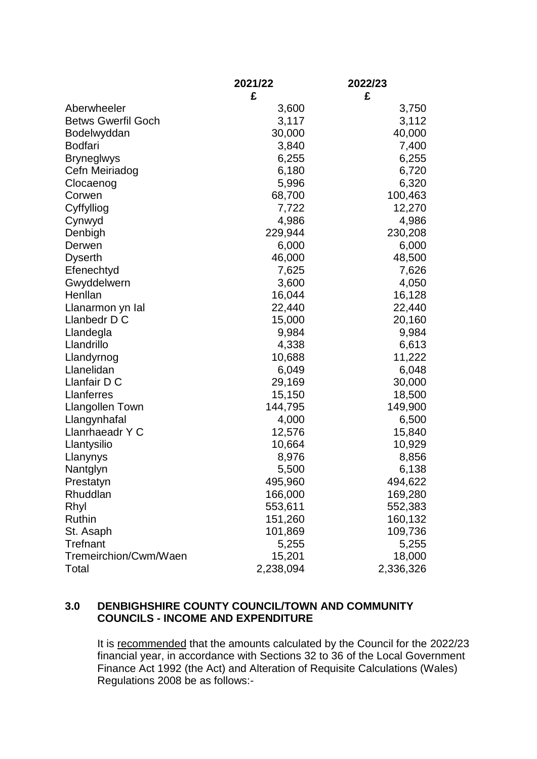| | 2021/22 | 2022/23 |
|---|---|---|
| | £ | £ |
| Aberwheeler | 3,600 | 3,750 |
| Betws Gwerfil Goch | 3,117 | 3,112 |
| Bodelwyddan | 30,000 | 40,000 |
| Bodfari | 3,840 | 7,400 |
| Bryneglwys | 6,255 | 6,255 |
| Cefn Meiriadog | 6,180 | 6,720 |
| Clocaenog | 5,996 | 6,320 |
| Corwen | 68,700 | 100,463 |
| Cyffylliog | 7,722 | 12,270 |
| Cynwyd | 4,986 | 4,986 |
| Denbigh | 229,944 | 230,208 |
| Derwen | 6,000 | 6,000 |
| Dyserth | 46,000 | 48,500 |
| Efenechtyd | 7,625 | 7,626 |
| Gwyddelwern | 3,600 | 4,050 |
| Henllan | 16,044 | 16,128 |
| Llanarmon yn Ial | 22,440 | 22,440 |
| Llanbedr D C | 15,000 | 20,160 |
| Llandegla | 9,984 | 9,984 |
| Llandrillo | 4,338 | 6,613 |
| Llandyrnog | 10,688 | 11,222 |
| Llanelidan | 6,049 | 6,048 |
| Llanfair D C | 29,169 | 30,000 |
| Llanferres | 15,150 | 18,500 |
| Llangollen Town | 144,795 | 149,900 |
| Llangynhafal | 4,000 | 6,500 |
| Llanrhaeadr Y C | 12,576 | 15,840 |
| Llantysilio | 10,664 | 10,929 |
| Llanynys | 8,976 | 8,856 |
| Nantglyn | 5,500 | 6,138 |
| Prestatyn | 495,960 | 494,622 |
| Rhuddlan | 166,000 | 169,280 |
| Rhyl | 553,611 | 552,383 |
| Ruthin | 151,260 | 160,132 |
| St. Asaph | 101,869 | 109,736 |
| Trefnant | 5,255 | 5,255 |
| Tremeirchion/Cwm/Waen | 15,201 | 18,000 |
| Total | 2,238,094 | 2,336,326 |

## 3.0 DENBIGHSHIRE COUNTY COUNCIL/TOWN AND COMMUNITY COUNCILS - INCOME AND EXPENDITURE

It is recommended that the amounts calculated by the Council for the 2022/23 financial year, in accordance with Sections 32 to 36 of the Local Government Finance Act 1992 (the Act) and Alteration of Requisite Calculations (Wales) Regulations 2008 be as follows:-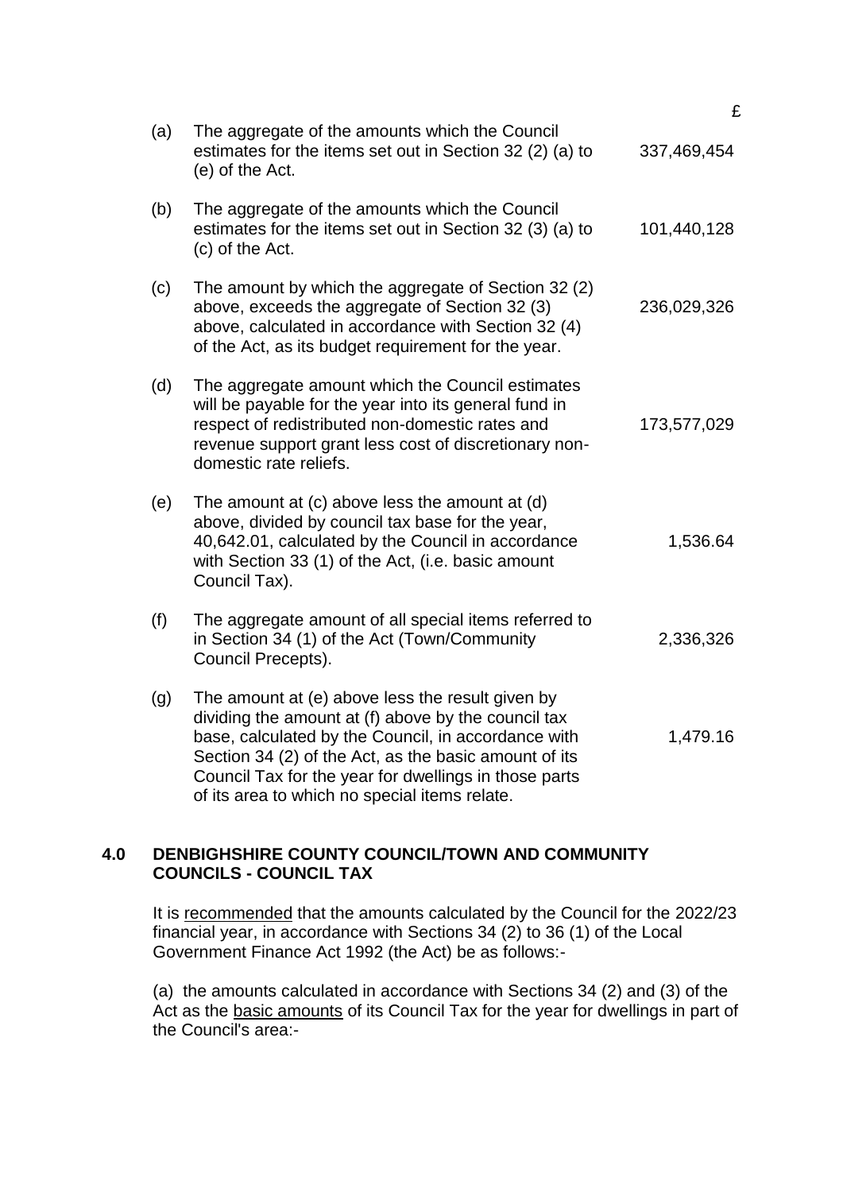| | | £ |
|---|---|---|
| (a) | The aggregate of the amounts which the Council estimates for the items set out in Section 32 (2) (a) to (e) of the Act. | 337,469,454 |
| (b) | The aggregate of the amounts which the Council estimates for the items set out in Section 32 (3) (a) to (c) of the Act. | 101,440,128 |
| (c) | The amount by which the aggregate of Section 32 (2) above, exceeds the aggregate of Section 32 (3) above, calculated in accordance with Section 32 (4) of the Act, as its budget requirement for the year. | 236,029,326 |
| (d) | The aggregate amount which the Council estimates will be payable for the year into its general fund in respect of redistributed non-domestic rates and revenue support grant less cost of discretionary non-domestic rate reliefs. | 173,577,029 |
| (e) | The amount at (c) above less the amount at (d) above, divided by council tax base for the year, 40,642.01, calculated by the Council in accordance with Section 33 (1) of the Act, (i.e. basic amount Council Tax). | 1,536.64 |
| (f) | The aggregate amount of all special items referred to in Section 34 (1) of the Act (Town/Community Council Precepts). | 2,336,326 |
| (g) | The amount at (e) above less the result given by dividing the amount at (f) above by the council tax base, calculated by the Council, in accordance with Section 34 (2) of the Act, as the basic amount of its Council Tax for the year for dwellings in those parts of its area to which no special items relate. | 1,479.16 |

## 4.0 DENBIGHSHIRE COUNTY COUNCIL/TOWN AND COMMUNITY COUNCILS - COUNCIL TAX

It is recommended that the amounts calculated by the Council for the 2022/23 financial year, in accordance with Sections 34 (2) to 36 (1) of the Local Government Finance Act 1992 (the Act) be as follows:-

(a) the amounts calculated in accordance with Sections 34 (2) and (3) of the Act as the basic amounts of its Council Tax for the year for dwellings in part of the Council's area:-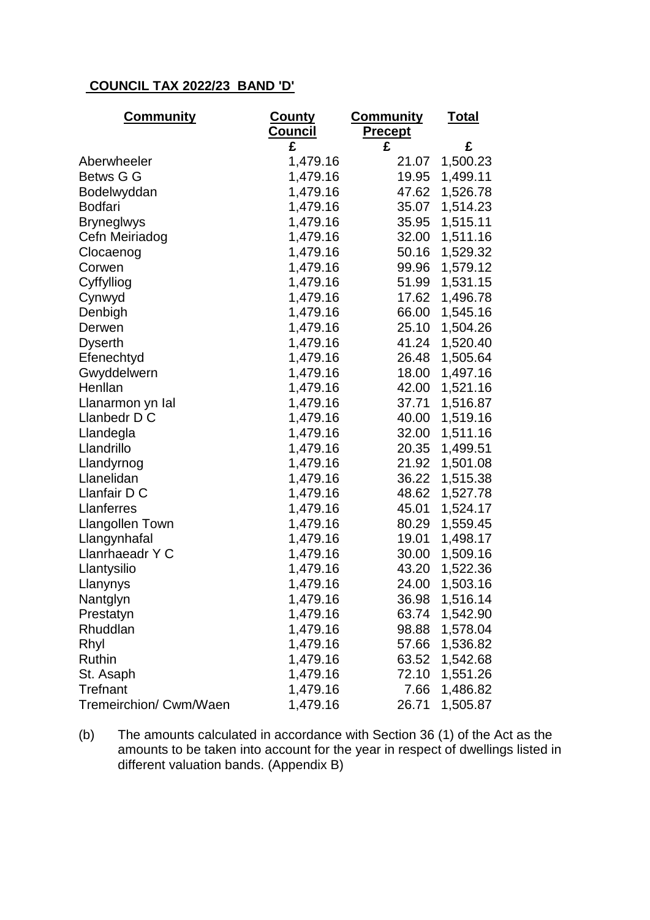**COUNCIL TAX 2022/23 BAND 'D'**

| Community | County Council | Community Precept | Total |
|---|---|---|---|
| | £ | £ | £ |
| Aberwheeler | 1,479.16 | 21.07 | 1,500.23 |
| Betws G G | 1,479.16 | 19.95 | 1,499.11 |
| Bodelwyddan | 1,479.16 | 47.62 | 1,526.78 |
| Bodfari | 1,479.16 | 35.07 | 1,514.23 |
| Bryneglwys | 1,479.16 | 35.95 | 1,515.11 |
| Cefn Meiriadog | 1,479.16 | 32.00 | 1,511.16 |
| Clocaenog | 1,479.16 | 50.16 | 1,529.32 |
| Corwen | 1,479.16 | 99.96 | 1,579.12 |
| Cyffylliog | 1,479.16 | 51.99 | 1,531.15 |
| Cynwyd | 1,479.16 | 17.62 | 1,496.78 |
| Denbigh | 1,479.16 | 66.00 | 1,545.16 |
| Derwen | 1,479.16 | 25.10 | 1,504.26 |
| Dyserth | 1,479.16 | 41.24 | 1,520.40 |
| Efenechtyd | 1,479.16 | 26.48 | 1,505.64 |
| Gwyddelwern | 1,479.16 | 18.00 | 1,497.16 |
| Henllan | 1,479.16 | 42.00 | 1,521.16 |
| Llanarmon yn Ial | 1,479.16 | 37.71 | 1,516.87 |
| Llanbedr D C | 1,479.16 | 40.00 | 1,519.16 |
| Llandegla | 1,479.16 | 32.00 | 1,511.16 |
| Llandrillo | 1,479.16 | 20.35 | 1,499.51 |
| Llandyrnog | 1,479.16 | 21.92 | 1,501.08 |
| Llanelidan | 1,479.16 | 36.22 | 1,515.38 |
| Llanfair D C | 1,479.16 | 48.62 | 1,527.78 |
| Llanferres | 1,479.16 | 45.01 | 1,524.17 |
| Llangollen Town | 1,479.16 | 80.29 | 1,559.45 |
| Llangynhafal | 1,479.16 | 19.01 | 1,498.17 |
| Llanrhaeadr Y C | 1,479.16 | 30.00 | 1,509.16 |
| Llantysilio | 1,479.16 | 43.20 | 1,522.36 |
| Llanynys | 1,479.16 | 24.00 | 1,503.16 |
| Nantglyn | 1,479.16 | 36.98 | 1,516.14 |
| Prestatyn | 1,479.16 | 63.74 | 1,542.90 |
| Rhuddlan | 1,479.16 | 98.88 | 1,578.04 |
| Rhyl | 1,479.16 | 57.66 | 1,536.82 |
| Ruthin | 1,479.16 | 63.52 | 1,542.68 |
| St. Asaph | 1,479.16 | 72.10 | 1,551.26 |
| Trefnant | 1,479.16 | 7.66 | 1,486.82 |
| Tremeirchion/ Cwm/Waen | 1,479.16 | 26.71 | 1,505.87 |

(b) The amounts calculated in accordance with Section 36 (1) of the Act as the amounts to be taken into account for the year in respect of dwellings listed in different valuation bands. (Appendix B)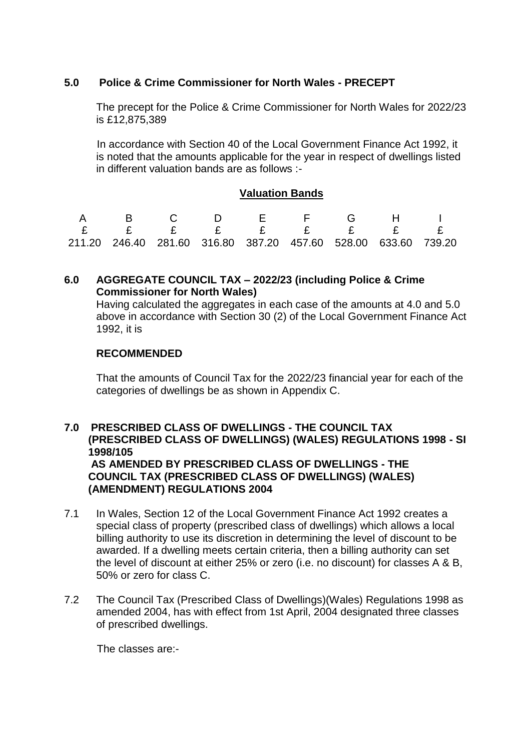## 5.0 Police & Crime Commissioner for North Wales - PRECEPT

The precept for the Police & Crime Commissioner for North Wales for 2022/23 is £12,875,389

In accordance with Section 40 of the Local Government Finance Act 1992, it is noted that the amounts applicable for the year in respect of dwellings listed in different valuation bands are as follows :-

**Valuation Bands**

| A | B | C | D | E | F | G | H | I |
|---|---|---|---|---|---|---|---|---|
| £ | £ | £ | £ | £ | £ | £ | £ | £ |
| 211.20 | 246.40 | 281.60 | 316.80 | 387.20 | 457.60 | 528.00 | 633.60 | 739.20 |

## 6.0 AGGREGATE COUNCIL TAX – 2022/23 (including Police & Crime Commissioner for North Wales)

Having calculated the aggregates in each case of the amounts at 4.0 and 5.0 above in accordance with Section 30 (2) of the Local Government Finance Act 1992, it is

**RECOMMENDED**

That the amounts of Council Tax for the 2022/23 financial year for each of the categories of dwellings be as shown in Appendix C.

## 7.0 PRESCRIBED CLASS OF DWELLINGS - THE COUNCIL TAX (PRESCRIBED CLASS OF DWELLINGS) (WALES) REGULATIONS 1998 - SI 1998/105 AS AMENDED BY PRESCRIBED CLASS OF DWELLINGS - THE COUNCIL TAX (PRESCRIBED CLASS OF DWELLINGS) (WALES) (AMENDMENT) REGULATIONS 2004

7.1 In Wales, Section 12 of the Local Government Finance Act 1992 creates a special class of property (prescribed class of dwellings) which allows a local billing authority to use its discretion in determining the level of discount to be awarded. If a dwelling meets certain criteria, then a billing authority can set the level of discount at either 25% or zero (i.e. no discount) for classes A & B, 50% or zero for class C.

7.2 The Council Tax (Prescribed Class of Dwellings)(Wales) Regulations 1998 as amended 2004, has with effect from 1st April, 2004 designated three classes of prescribed dwellings.

The classes are:-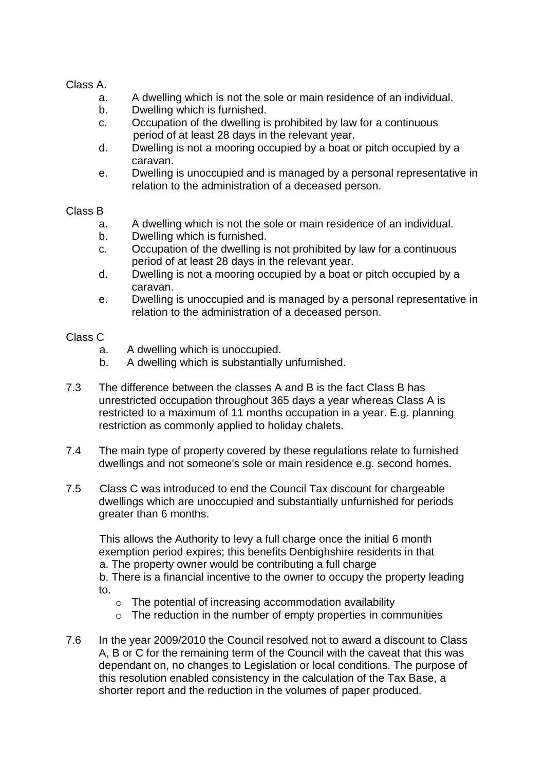Class A.

a. A dwelling which is not the sole or main residence of an individual.
b. Dwelling which is furnished.
c. Occupation of the dwelling is prohibited by law for a continuous period of at least 28 days in the relevant year.
d. Dwelling is not a mooring occupied by a boat or pitch occupied by a caravan.
e. Dwelling is unoccupied and is managed by a personal representative in relation to the administration of a deceased person.

Class B

a. A dwelling which is not the sole or main residence of an individual.
b. Dwelling which is furnished.
c. Occupation of the dwelling is not prohibited by law for a continuous period of at least 28 days in the relevant year.
d. Dwelling is not a mooring occupied by a boat or pitch occupied by a caravan.
e. Dwelling is unoccupied and is managed by a personal representative in relation to the administration of a deceased person.

Class C

a. A dwelling which is unoccupied.
b. A dwelling which is substantially unfurnished.

7.3 The difference between the classes A and B is the fact Class B has unrestricted occupation throughout 365 days a year whereas Class A is restricted to a maximum of 11 months occupation in a year. E.g. planning restriction as commonly applied to holiday chalets.

7.4 The main type of property covered by these regulations relate to furnished dwellings and not someone's sole or main residence e.g. second homes.

7.5 Class C was introduced to end the Council Tax discount for chargeable dwellings which are unoccupied and substantially unfurnished for periods greater than 6 months.

This allows the Authority to levy a full charge once the initial 6 month exemption period expires; this benefits Denbighshire residents in that
a. The property owner would be contributing a full charge
b. There is a financial incentive to the owner to occupy the property leading to.

- The potential of increasing accommodation availability
- The reduction in the number of empty properties in communities

7.6 In the year 2009/2010 the Council resolved not to award a discount to Class A, B or C for the remaining term of the Council with the caveat that this was dependant on, no changes to Legislation or local conditions. The purpose of this resolution enabled consistency in the calculation of the Tax Base, a shorter report and the reduction in the volumes of paper produced.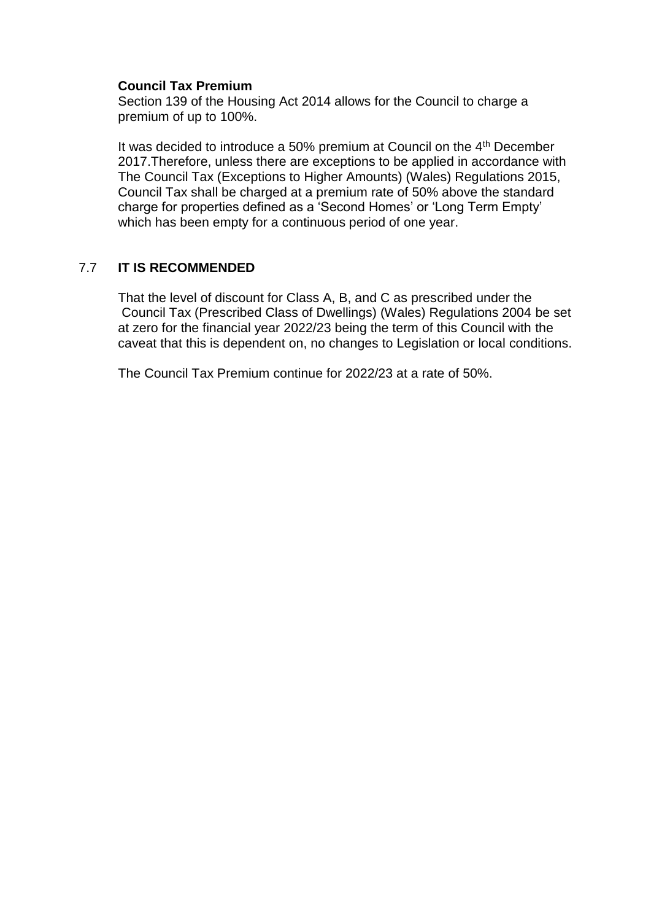**Council Tax Premium**

Section 139 of the Housing Act 2014 allows for the Council to charge a premium of up to 100%.

It was decided to introduce a 50% premium at Council on the 4th December 2017.Therefore, unless there are exceptions to be applied in accordance with The Council Tax (Exceptions to Higher Amounts) (Wales) Regulations 2015, Council Tax shall be charged at a premium rate of 50% above the standard charge for properties defined as a 'Second Homes' or 'Long Term Empty' which has been empty for a continuous period of one year.

7.7 **IT IS RECOMMENDED**

That the level of discount for Class A, B, and C as prescribed under the Council Tax (Prescribed Class of Dwellings) (Wales) Regulations 2004 be set at zero for the financial year 2022/23 being the term of this Council with the caveat that this is dependent on, no changes to Legislation or local conditions.

The Council Tax Premium continue for 2022/23 at a rate of 50%.